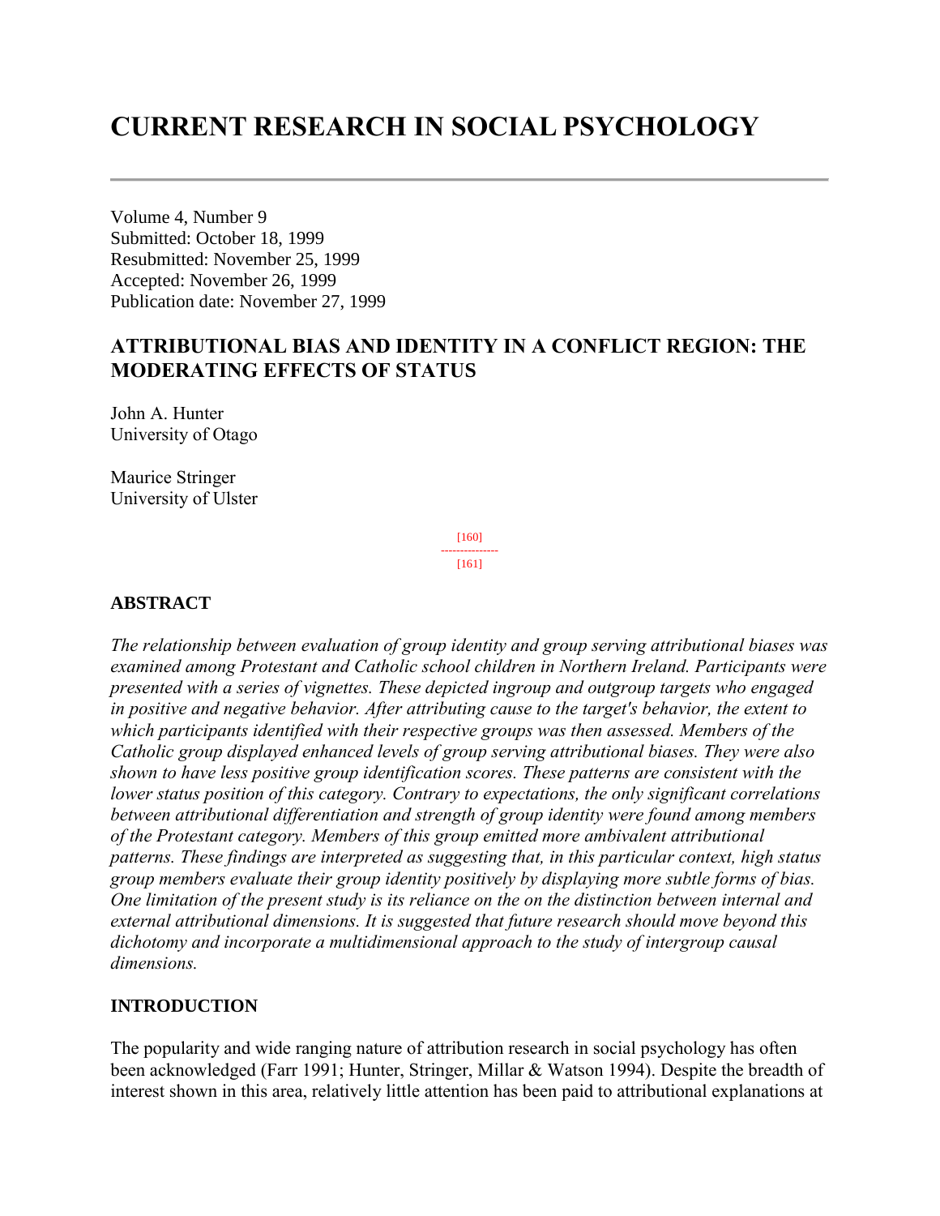# CURRENT RESEARCH IN SOCIAL PSYCHOLOGY

Volume 4, Number 9
Submitted: October 18, 1999
Resubmitted: November 25, 1999
Accepted: November 26, 1999
Publication date: November 27, 1999

## ATTRIBUTIONAL BIAS AND IDENTITY IN A CONFLICT REGION: THE MODERATING EFFECTS OF STATUS

John A. Hunter
University of Otago

Maurice Stringer
University of Ulster

### ABSTRACT

*The relationship between evaluation of group identity and group serving attributional biases was examined among Protestant and Catholic school children in Northern Ireland. Participants were presented with a series of vignettes. These depicted ingroup and outgroup targets who engaged in positive and negative behavior. After attributing cause to the target's behavior, the extent to which participants identified with their respective groups was then assessed. Members of the Catholic group displayed enhanced levels of group serving attributional biases. They were also shown to have less positive group identification scores. These patterns are consistent with the lower status position of this category. Contrary to expectations, the only significant correlations between attributional differentiation and strength of group identity were found among members of the Protestant category. Members of this group emitted more ambivalent attributional patterns. These findings are interpreted as suggesting that, in this particular context, high status group members evaluate their group identity positively by displaying more subtle forms of bias. One limitation of the present study is its reliance on the on the distinction between internal and external attributional dimensions. It is suggested that future research should move beyond this dichotomy and incorporate a multidimensional approach to the study of intergroup causal dimensions.*

### INTRODUCTION

The popularity and wide ranging nature of attribution research in social psychology has often been acknowledged (Farr 1991; Hunter, Stringer, Millar & Watson 1994). Despite the breadth of interest shown in this area, relatively little attention has been paid to attributional explanations at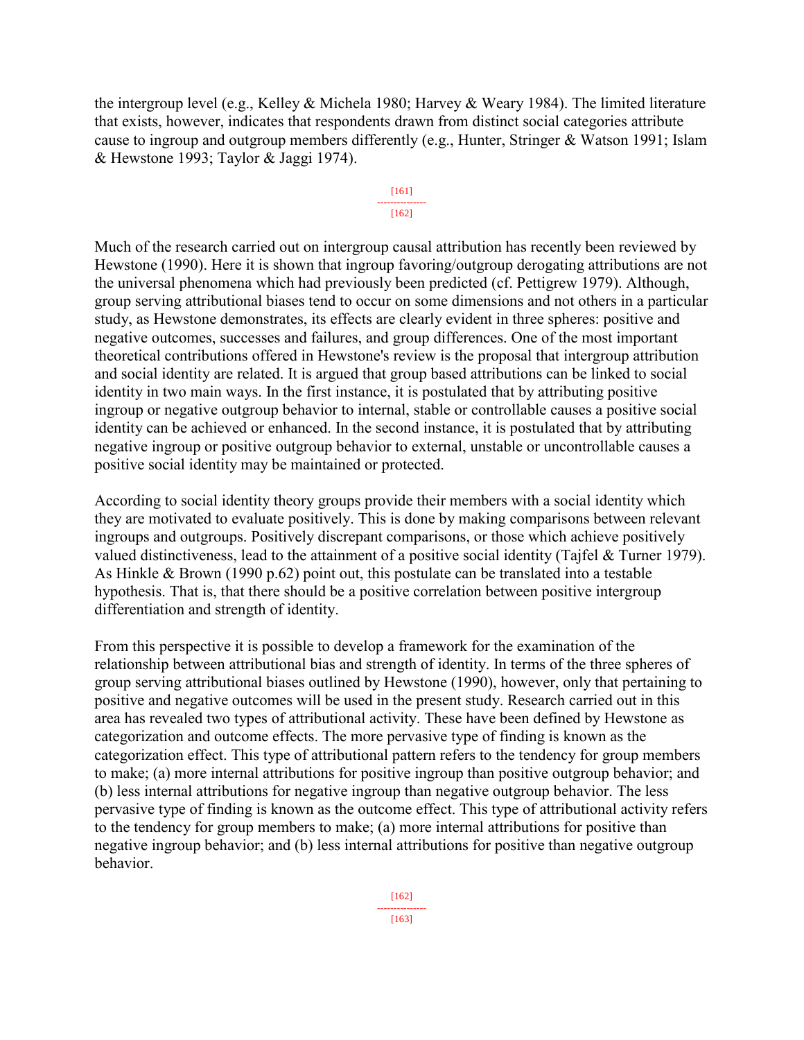the intergroup level (e.g., Kelley & Michela 1980; Harvey & Weary 1984). The limited literature that exists, however, indicates that respondents drawn from distinct social categories attribute cause to ingroup and outgroup members differently (e.g., Hunter, Stringer & Watson 1991; Islam & Hewstone 1993; Taylor & Jaggi 1974).

Much of the research carried out on intergroup causal attribution has recently been reviewed by Hewstone (1990). Here it is shown that ingroup favoring/outgroup derogating attributions are not the universal phenomena which had previously been predicted (cf. Pettigrew 1979). Although, group serving attributional biases tend to occur on some dimensions and not others in a particular study, as Hewstone demonstrates, its effects are clearly evident in three spheres: positive and negative outcomes, successes and failures, and group differences. One of the most important theoretical contributions offered in Hewstone's review is the proposal that intergroup attribution and social identity are related. It is argued that group based attributions can be linked to social identity in two main ways. In the first instance, it is postulated that by attributing positive ingroup or negative outgroup behavior to internal, stable or controllable causes a positive social identity can be achieved or enhanced. In the second instance, it is postulated that by attributing negative ingroup or positive outgroup behavior to external, unstable or uncontrollable causes a positive social identity may be maintained or protected.

According to social identity theory groups provide their members with a social identity which they are motivated to evaluate positively. This is done by making comparisons between relevant ingroups and outgroups. Positively discrepant comparisons, or those which achieve positively valued distinctiveness, lead to the attainment of a positive social identity (Tajfel & Turner 1979). As Hinkle & Brown (1990 p.62) point out, this postulate can be translated into a testable hypothesis. That is, that there should be a positive correlation between positive intergroup differentiation and strength of identity.

From this perspective it is possible to develop a framework for the examination of the relationship between attributional bias and strength of identity. In terms of the three spheres of group serving attributional biases outlined by Hewstone (1990), however, only that pertaining to positive and negative outcomes will be used in the present study. Research carried out in this area has revealed two types of attributional activity. These have been defined by Hewstone as categorization and outcome effects. The more pervasive type of finding is known as the categorization effect. This type of attributional pattern refers to the tendency for group members to make; (a) more internal attributions for positive ingroup than positive outgroup behavior; and (b) less internal attributions for negative ingroup than negative outgroup behavior. The less pervasive type of finding is known as the outcome effect. This type of attributional activity refers to the tendency for group members to make; (a) more internal attributions for positive than negative ingroup behavior; and (b) less internal attributions for positive than negative outgroup behavior.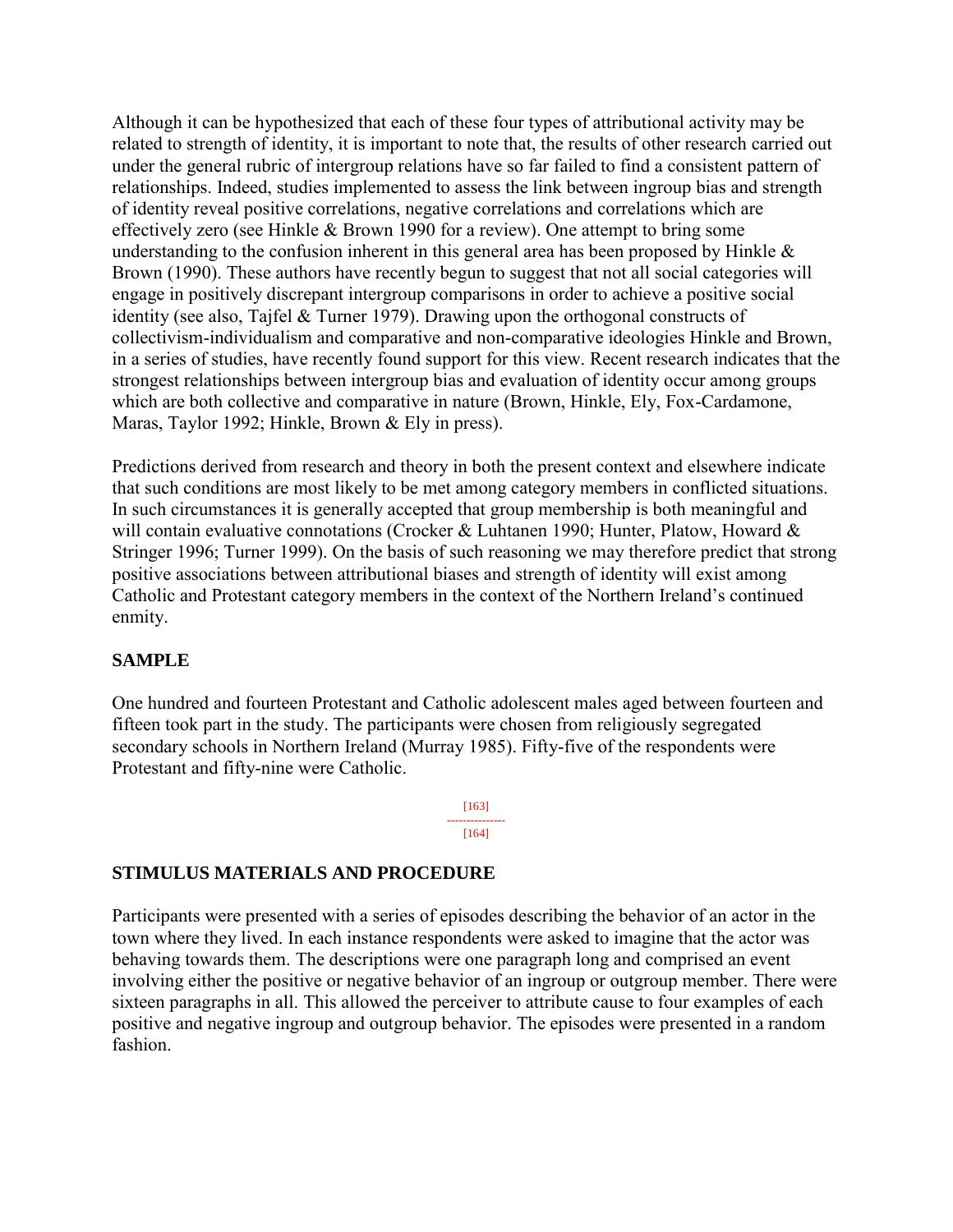Although it can be hypothesized that each of these four types of attributional activity may be related to strength of identity, it is important to note that, the results of other research carried out under the general rubric of intergroup relations have so far failed to find a consistent pattern of relationships. Indeed, studies implemented to assess the link between ingroup bias and strength of identity reveal positive correlations, negative correlations and correlations which are effectively zero (see Hinkle & Brown 1990 for a review). One attempt to bring some understanding to the confusion inherent in this general area has been proposed by Hinkle & Brown (1990). These authors have recently begun to suggest that not all social categories will engage in positively discrepant intergroup comparisons in order to achieve a positive social identity (see also, Tajfel & Turner 1979). Drawing upon the orthogonal constructs of collectivism-individualism and comparative and non-comparative ideologies Hinkle and Brown, in a series of studies, have recently found support for this view. Recent research indicates that the strongest relationships between intergroup bias and evaluation of identity occur among groups which are both collective and comparative in nature (Brown, Hinkle, Ely, Fox-Cardamone, Maras, Taylor 1992; Hinkle, Brown & Ely in press).

Predictions derived from research and theory in both the present context and elsewhere indicate that such conditions are most likely to be met among category members in conflicted situations. In such circumstances it is generally accepted that group membership is both meaningful and will contain evaluative connotations (Crocker & Luhtanen 1990; Hunter, Platow, Howard & Stringer 1996; Turner 1999). On the basis of such reasoning we may therefore predict that strong positive associations between attributional biases and strength of identity will exist among Catholic and Protestant category members in the context of the Northern Ireland's continued enmity.

## SAMPLE

One hundred and fourteen Protestant and Catholic adolescent males aged between fourteen and fifteen took part in the study. The participants were chosen from religiously segregated secondary schools in Northern Ireland (Murray 1985). Fifty-five of the respondents were Protestant and fifty-nine were Catholic.

## STIMULUS MATERIALS AND PROCEDURE

Participants were presented with a series of episodes describing the behavior of an actor in the town where they lived. In each instance respondents were asked to imagine that the actor was behaving towards them. The descriptions were one paragraph long and comprised an event involving either the positive or negative behavior of an ingroup or outgroup member. There were sixteen paragraphs in all. This allowed the perceiver to attribute cause to four examples of each positive and negative ingroup and outgroup behavior. The episodes were presented in a random fashion.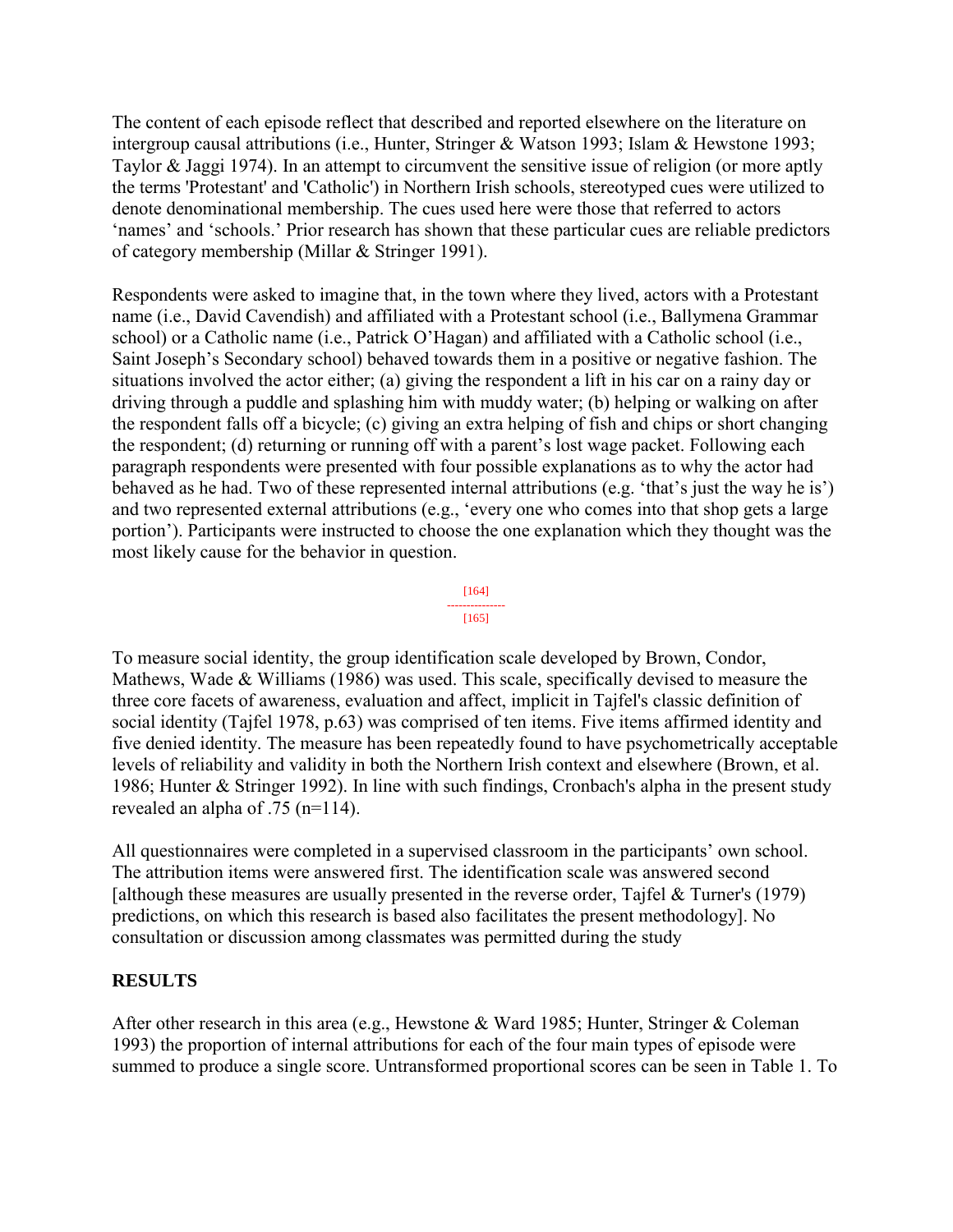The content of each episode reflect that described and reported elsewhere on the literature on intergroup causal attributions (i.e., Hunter, Stringer & Watson 1993; Islam & Hewstone 1993; Taylor & Jaggi 1974). In an attempt to circumvent the sensitive issue of religion (or more aptly the terms 'Protestant' and 'Catholic') in Northern Irish schools, stereotyped cues were utilized to denote denominational membership. The cues used here were those that referred to actors 'names' and 'schools.' Prior research has shown that these particular cues are reliable predictors of category membership (Millar & Stringer 1991).

Respondents were asked to imagine that, in the town where they lived, actors with a Protestant name (i.e., David Cavendish) and affiliated with a Protestant school (i.e., Ballymena Grammar school) or a Catholic name (i.e., Patrick O'Hagan) and affiliated with a Catholic school (i.e., Saint Joseph's Secondary school) behaved towards them in a positive or negative fashion. The situations involved the actor either; (a) giving the respondent a lift in his car on a rainy day or driving through a puddle and splashing him with muddy water; (b) helping or walking on after the respondent falls off a bicycle; (c) giving an extra helping of fish and chips or short changing the respondent; (d) returning or running off with a parent's lost wage packet. Following each paragraph respondents were presented with four possible explanations as to why the actor had behaved as he had. Two of these represented internal attributions (e.g. 'that's just the way he is') and two represented external attributions (e.g., 'every one who comes into that shop gets a large portion'). Participants were instructed to choose the one explanation which they thought was the most likely cause for the behavior in question.

To measure social identity, the group identification scale developed by Brown, Condor, Mathews, Wade & Williams (1986) was used. This scale, specifically devised to measure the three core facets of awareness, evaluation and affect, implicit in Tajfel's classic definition of social identity (Tajfel 1978, p.63) was comprised of ten items. Five items affirmed identity and five denied identity. The measure has been repeatedly found to have psychometrically acceptable levels of reliability and validity in both the Northern Irish context and elsewhere (Brown, et al. 1986; Hunter & Stringer 1992). In line with such findings, Cronbach's alpha in the present study revealed an alpha of .75 (n=114).

All questionnaires were completed in a supervised classroom in the participants' own school. The attribution items were answered first. The identification scale was answered second [although these measures are usually presented in the reverse order, Tajfel & Turner's (1979) predictions, on which this research is based also facilitates the present methodology]. No consultation or discussion among classmates was permitted during the study

## RESULTS

After other research in this area (e.g., Hewstone & Ward 1985; Hunter, Stringer & Coleman 1993) the proportion of internal attributions for each of the four main types of episode were summed to produce a single score. Untransformed proportional scores can be seen in Table 1. To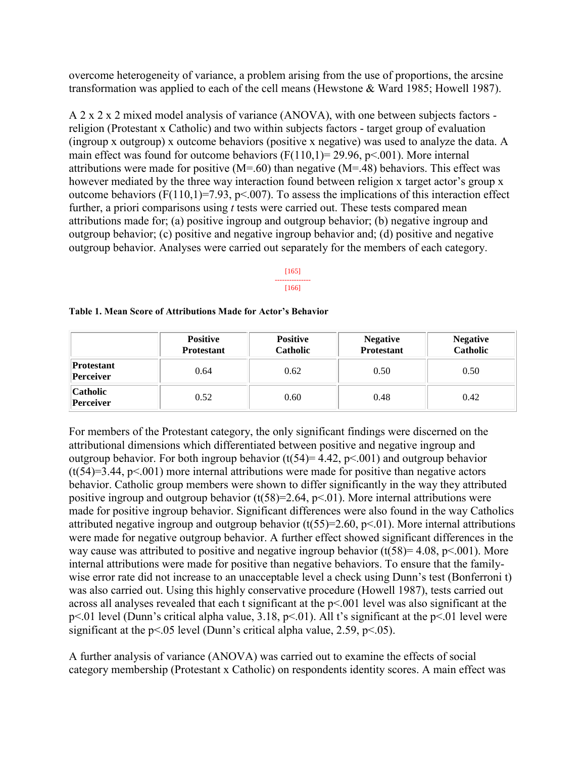overcome heterogeneity of variance, a problem arising from the use of proportions, the arcsine transformation was applied to each of the cell means (Hewstone & Ward 1985; Howell 1987).

A 2 x 2 x 2 x 2 mixed model analysis of variance (ANOVA), with one between subjects factors - religion (Protestant x Catholic) and two within subjects factors - target group of evaluation (ingroup x outgroup) x outcome behaviors (positive x negative) was used to analyze the data. A main effect was found for outcome behaviors ($F(110,1) = 29.96$, $p<.001$). More internal attributions were made for positive (M=.60) than negative (M=.48) behaviors. This effect was however mediated by the three way interaction found between religion x target actor's group x outcome behaviors ($F(110,1)=7.93$, $p<.007$). To assess the implications of this interaction effect further, a priori comparisons using *t* tests were carried out. These tests compared mean attributions made for; (a) positive ingroup and outgroup behavior; (b) negative ingroup and outgroup behavior; (c) positive and negative ingroup behavior and; (d) positive and negative outgroup behavior. Analyses were carried out separately for the members of each category.

[165]
---------------
[166]

**Table 1. Mean Score of Attributions Made for Actor's Behavior**

| | Positive Protestant | Positive Catholic | Negative Protestant | Negative Catholic |
|---|---|---|---|---|
| **Protestant Perceiver** | 0.64 | 0.62 | 0.50 | 0.50 |
| **Catholic Perceiver** | 0.52 | 0.60 | 0.48 | 0.42 |

For members of the Protestant category, the only significant findings were discerned on the attributional dimensions which differentiated between positive and negative ingroup and outgroup behavior. For both ingroup behavior ($t(54)= 4.42$, $p<.001$) and outgroup behavior ($t(54)=3.44$, $p<.001$) more internal attributions were made for positive than negative actors behavior. Catholic group members were shown to differ significantly in the way they attributed positive ingroup and outgroup behavior ($t(58)=2.64$, $p<.01$). More internal attributions were made for positive ingroup behavior. Significant differences were also found in the way Catholics attributed negative ingroup and outgroup behavior ($t(55)=2.60$, $p<.01$). More internal attributions were made for negative outgroup behavior. A further effect showed significant differences in the way cause was attributed to positive and negative ingroup behavior ($t(58)= 4.08$, $p<.001$). More internal attributions were made for positive than negative behaviors. To ensure that the family-wise error rate did not increase to an unacceptable level a check using Dunn's test (Bonferroni t) was also carried out. Using this highly conservative procedure (Howell 1987), tests carried out across all analyses revealed that each t significant at the $p<.001$ level was also significant at the $p<.01$ level (Dunn's critical alpha value, 3.18, $p<.01$). All t's significant at the $p<.01$ level were significant at the $p<.05$ level (Dunn's critical alpha value, 2.59, $p<.05$).

A further analysis of variance (ANOVA) was carried out to examine the effects of social category membership (Protestant x Catholic) on respondents identity scores. A main effect was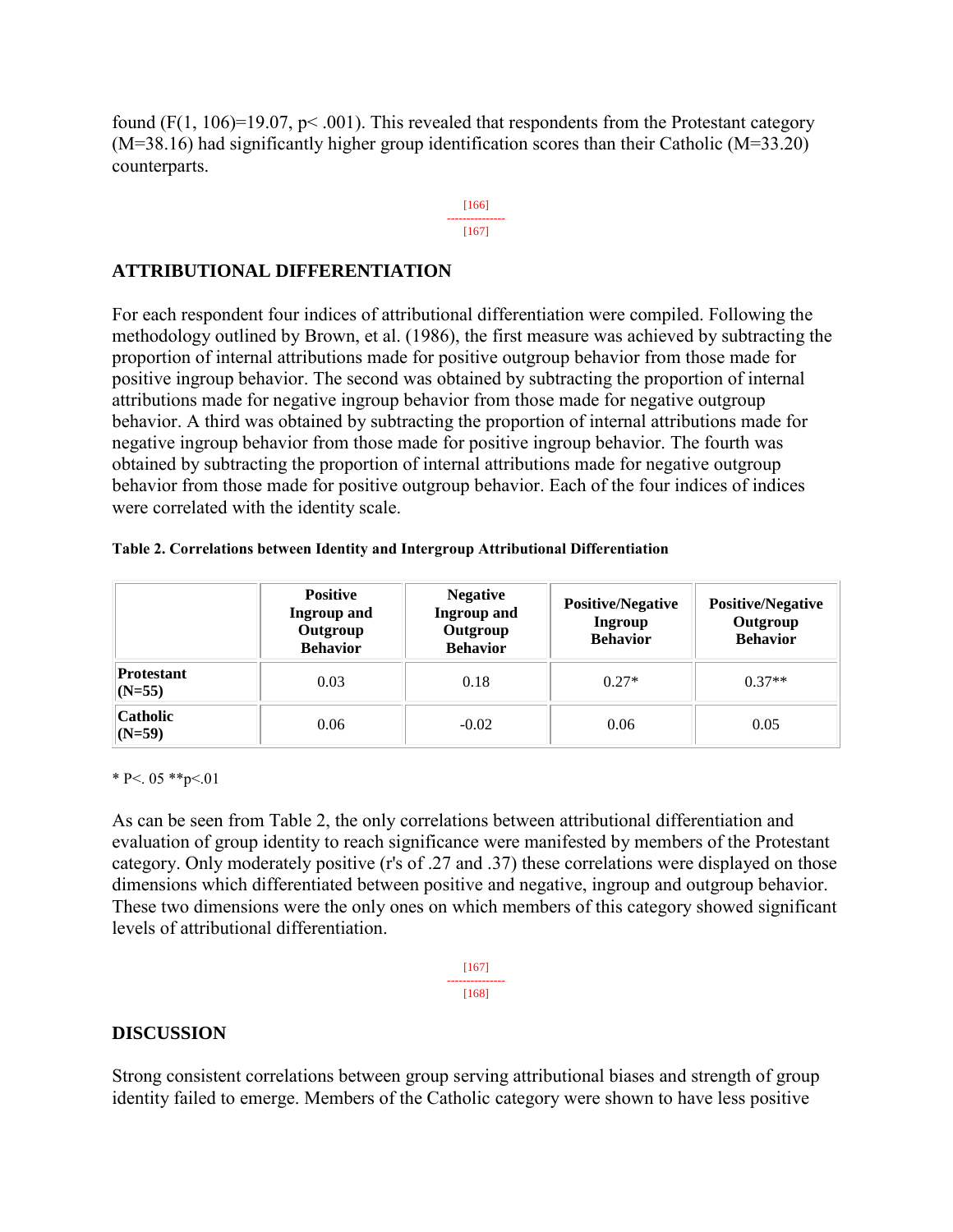found ($F(1, 106)=19.07$, $p< .001$). This revealed that respondents from the Protestant category ($M=38.16$) had significantly higher group identification scores than their Catholic ($M=33.20$) counterparts.

## ATTRIBUTIONAL DIFFERENTIATION

For each respondent four indices of attributional differentiation were compiled. Following the methodology outlined by Brown, et al. (1986), the first measure was achieved by subtracting the proportion of internal attributions made for positive outgroup behavior from those made for positive ingroup behavior. The second was obtained by subtracting the proportion of internal attributions made for negative ingroup behavior from those made for negative outgroup behavior. A third was obtained by subtracting the proportion of internal attributions made for negative ingroup behavior from those made for positive ingroup behavior. The fourth was obtained by subtracting the proportion of internal attributions made for negative outgroup behavior from those made for positive outgroup behavior. Each of the four indices of indices were correlated with the identity scale.

**Table 2. Correlations between Identity and Intergroup Attributional Differentiation**

| | Positive Ingroup and Outgroup Behavior | Negative Ingroup and Outgroup Behavior | Positive/Negative Ingroup Behavior | Positive/Negative Outgroup Behavior |
|---|---|---|---|---|
| **Protestant (N=55)** | 0.03 | 0.18 | 0.27* | 0.37** |
| **Catholic (N=59)** | 0.06 | -0.02 | 0.06 | 0.05 |

* $P<. 05$ ** $p<.01$

As can be seen from Table 2, the only correlations between attributional differentiation and evaluation of group identity to reach significance were manifested by members of the Protestant category. Only moderately positive (r's of .27 and .37) these correlations were displayed on those dimensions which differentiated between positive and negative, ingroup and outgroup behavior. These two dimensions were the only ones on which members of this category showed significant levels of attributional differentiation.

## DISCUSSION

Strong consistent correlations between group serving attributional biases and strength of group identity failed to emerge. Members of the Catholic category were shown to have less positive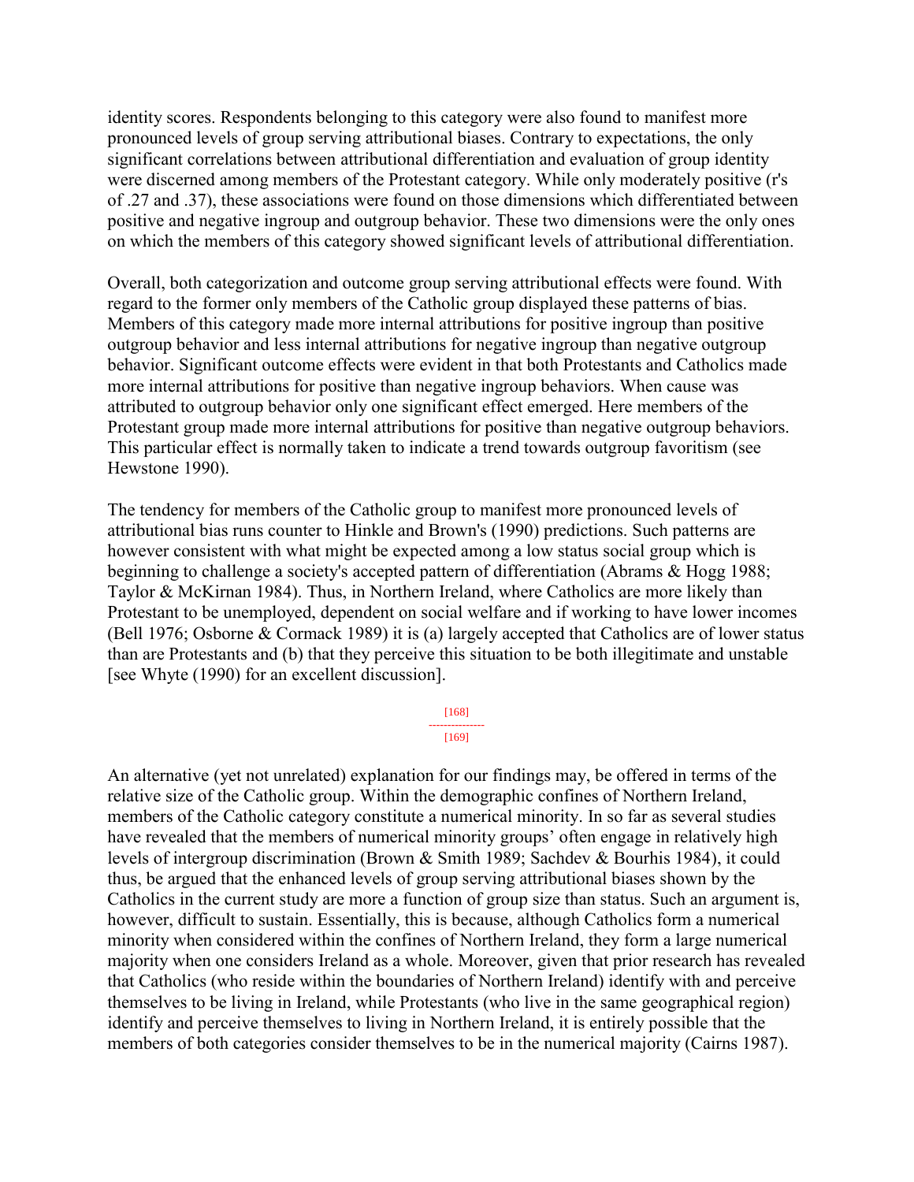identity scores. Respondents belonging to this category were also found to manifest more pronounced levels of group serving attributional biases. Contrary to expectations, the only significant correlations between attributional differentiation and evaluation of group identity were discerned among members of the Protestant category. While only moderately positive (r's of .27 and .37), these associations were found on those dimensions which differentiated between positive and negative ingroup and outgroup behavior. These two dimensions were the only ones on which the members of this category showed significant levels of attributional differentiation.

Overall, both categorization and outcome group serving attributional effects were found. With regard to the former only members of the Catholic group displayed these patterns of bias. Members of this category made more internal attributions for positive ingroup than positive outgroup behavior and less internal attributions for negative ingroup than negative outgroup behavior. Significant outcome effects were evident in that both Protestants and Catholics made more internal attributions for positive than negative ingroup behaviors. When cause was attributed to outgroup behavior only one significant effect emerged. Here members of the Protestant group made more internal attributions for positive than negative outgroup behaviors. This particular effect is normally taken to indicate a trend towards outgroup favoritism (see Hewstone 1990).

The tendency for members of the Catholic group to manifest more pronounced levels of attributional bias runs counter to Hinkle and Brown's (1990) predictions. Such patterns are however consistent with what might be expected among a low status social group which is beginning to challenge a society's accepted pattern of differentiation (Abrams & Hogg 1988; Taylor & McKirnan 1984). Thus, in Northern Ireland, where Catholics are more likely than Protestant to be unemployed, dependent on social welfare and if working to have lower incomes (Bell 1976; Osborne & Cormack 1989) it is (a) largely accepted that Catholics are of lower status than are Protestants and (b) that they perceive this situation to be both illegitimate and unstable [see Whyte (1990) for an excellent discussion].

An alternative (yet not unrelated) explanation for our findings may, be offered in terms of the relative size of the Catholic group. Within the demographic confines of Northern Ireland, members of the Catholic category constitute a numerical minority. In so far as several studies have revealed that the members of numerical minority groups' often engage in relatively high levels of intergroup discrimination (Brown & Smith 1989; Sachdev & Bourhis 1984), it could thus, be argued that the enhanced levels of group serving attributional biases shown by the Catholics in the current study are more a function of group size than status. Such an argument is, however, difficult to sustain. Essentially, this is because, although Catholics form a numerical minority when considered within the confines of Northern Ireland, they form a large numerical majority when one considers Ireland as a whole. Moreover, given that prior research has revealed that Catholics (who reside within the boundaries of Northern Ireland) identify with and perceive themselves to be living in Ireland, while Protestants (who live in the same geographical region) identify and perceive themselves to living in Northern Ireland, it is entirely possible that the members of both categories consider themselves to be in the numerical majority (Cairns 1987).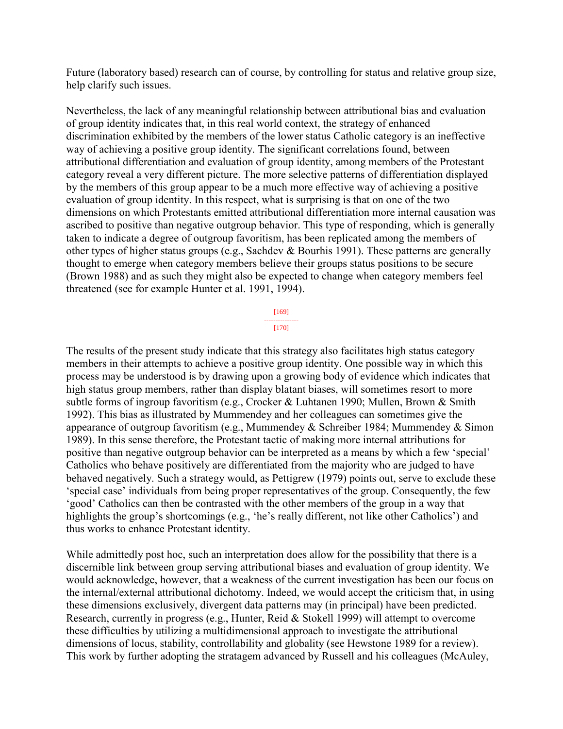Future (laboratory based) research can of course, by controlling for status and relative group size, help clarify such issues.

Nevertheless, the lack of any meaningful relationship between attributional bias and evaluation of group identity indicates that, in this real world context, the strategy of enhanced discrimination exhibited by the members of the lower status Catholic category is an ineffective way of achieving a positive group identity. The significant correlations found, between attributional differentiation and evaluation of group identity, among members of the Protestant category reveal a very different picture. The more selective patterns of differentiation displayed by the members of this group appear to be a much more effective way of achieving a positive evaluation of group identity. In this respect, what is surprising is that on one of the two dimensions on which Protestants emitted attributional differentiation more internal causation was ascribed to positive than negative outgroup behavior. This type of responding, which is generally taken to indicate a degree of outgroup favoritism, has been replicated among the members of other types of higher status groups (e.g., Sachdev & Bourhis 1991). These patterns are generally thought to emerge when category members believe their groups status positions to be secure (Brown 1988) and as such they might also be expected to change when category members feel threatened (see for example Hunter et al. 1991, 1994).

[169]
---------------
[170]

The results of the present study indicate that this strategy also facilitates high status category members in their attempts to achieve a positive group identity. One possible way in which this process may be understood is by drawing upon a growing body of evidence which indicates that high status group members, rather than display blatant biases, will sometimes resort to more subtle forms of ingroup favoritism (e.g., Crocker & Luhtanen 1990; Mullen, Brown & Smith 1992). This bias as illustrated by Mummendey and her colleagues can sometimes give the appearance of outgroup favoritism (e.g., Mummendey & Schreiber 1984; Mummendey & Simon 1989). In this sense therefore, the Protestant tactic of making more internal attributions for positive than negative outgroup behavior can be interpreted as a means by which a few 'special' Catholics who behave positively are differentiated from the majority who are judged to have behaved negatively. Such a strategy would, as Pettigrew (1979) points out, serve to exclude these 'special case' individuals from being proper representatives of the group. Consequently, the few 'good' Catholics can then be contrasted with the other members of the group in a way that highlights the group's shortcomings (e.g., 'he's really different, not like other Catholics') and thus works to enhance Protestant identity.

While admittedly post hoc, such an interpretation does allow for the possibility that there is a discernible link between group serving attributional biases and evaluation of group identity. We would acknowledge, however, that a weakness of the current investigation has been our focus on the internal/external attributional dichotomy. Indeed, we would accept the criticism that, in using these dimensions exclusively, divergent data patterns may (in principal) have been predicted. Research, currently in progress (e.g., Hunter, Reid & Stokell 1999) will attempt to overcome these difficulties by utilizing a multidimensional approach to investigate the attributional dimensions of locus, stability, controllability and globality (see Hewstone 1989 for a review). This work by further adopting the stratagem advanced by Russell and his colleagues (McAuley,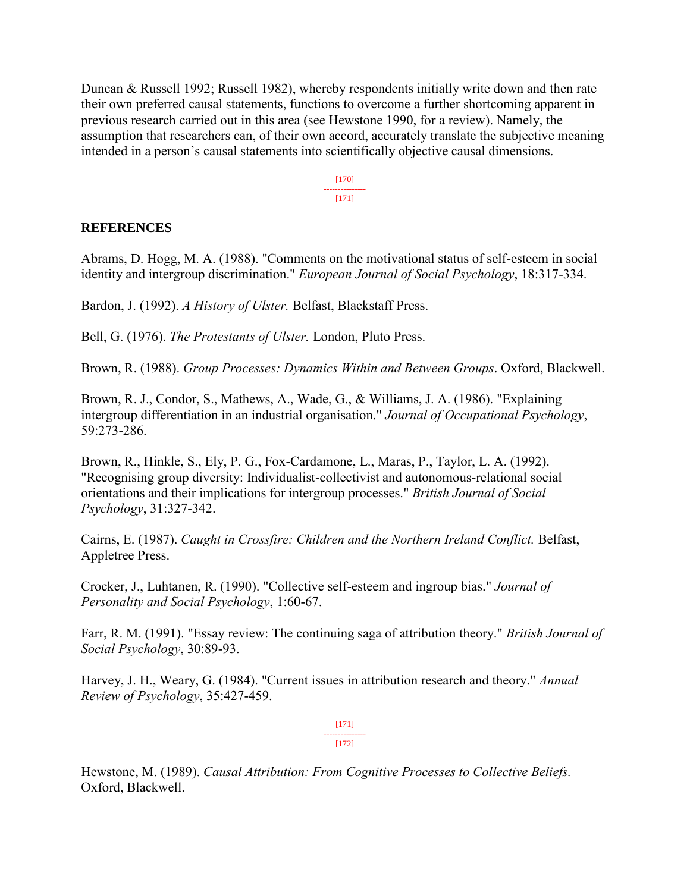Duncan & Russell 1992; Russell 1982), whereby respondents initially write down and then rate their own preferred causal statements, functions to overcome a further shortcoming apparent in previous research carried out in this area (see Hewstone 1990, for a review). Namely, the assumption that researchers can, of their own accord, accurately translate the subjective meaning intended in a person's causal statements into scientifically objective causal dimensions.

## REFERENCES

Abrams, D. Hogg, M. A. (1988). "Comments on the motivational status of self-esteem in social identity and intergroup discrimination." *European Journal of Social Psychology*, 18:317-334.

Bardon, J. (1992). *A History of Ulster.* Belfast, Blackstaff Press.

Bell, G. (1976). *The Protestants of Ulster.* London, Pluto Press.

Brown, R. (1988). *Group Processes: Dynamics Within and Between Groups*. Oxford, Blackwell.

Brown, R. J., Condor, S., Mathews, A., Wade, G., & Williams, J. A. (1986). "Explaining intergroup differentiation in an industrial organisation." *Journal of Occupational Psychology*, 59:273-286.

Brown, R., Hinkle, S., Ely, P. G., Fox-Cardamone, L., Maras, P., Taylor, L. A. (1992). "Recognising group diversity: Individualist-collectivist and autonomous-relational social orientations and their implications for intergroup processes." *British Journal of Social Psychology*, 31:327-342.

Cairns, E. (1987). *Caught in Crossfire: Children and the Northern Ireland Conflict.* Belfast, Appletree Press.

Crocker, J., Luhtanen, R. (1990). "Collective self-esteem and ingroup bias." *Journal of Personality and Social Psychology*, 1:60-67.

Farr, R. M. (1991). "Essay review: The continuing saga of attribution theory." *British Journal of Social Psychology*, 30:89-93.

Harvey, J. H., Weary, G. (1984). "Current issues in attribution research and theory." *Annual Review of Psychology*, 35:427-459.

Hewstone, M. (1989). *Causal Attribution: From Cognitive Processes to Collective Beliefs.* Oxford, Blackwell.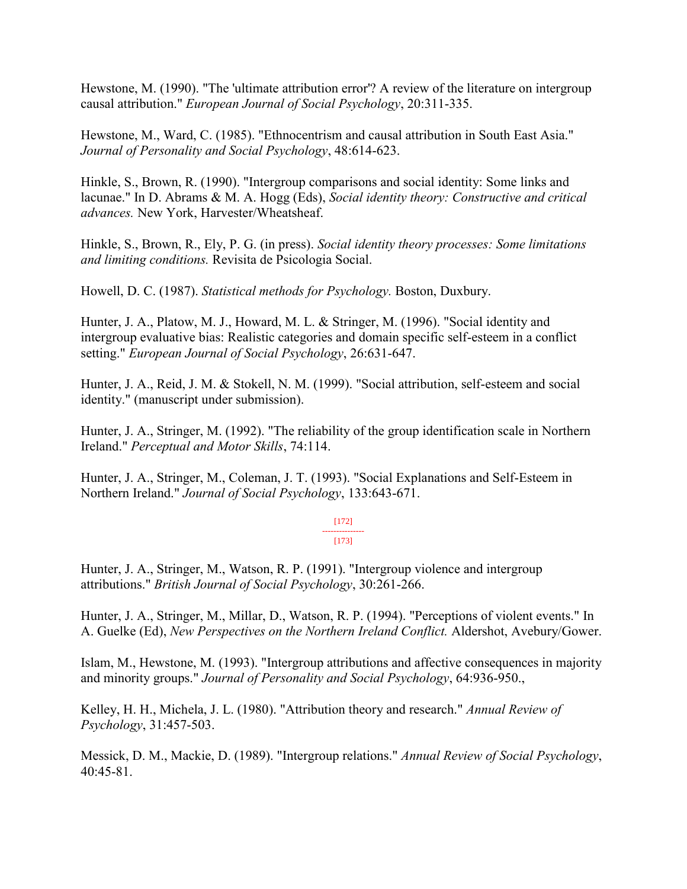Hewstone, M. (1990). "The 'ultimate attribution error'? A review of the literature on intergroup causal attribution." *European Journal of Social Psychology*, 20:311-335.

Hewstone, M., Ward, C. (1985). "Ethnocentrism and causal attribution in South East Asia." *Journal of Personality and Social Psychology*, 48:614-623.

Hinkle, S., Brown, R. (1990). "Intergroup comparisons and social identity: Some links and lacunae." In D. Abrams & M. A. Hogg (Eds), *Social identity theory: Constructive and critical advances.* New York, Harvester/Wheatsheaf.

Hinkle, S., Brown, R., Ely, P. G. (in press). *Social identity theory processes: Some limitations and limiting conditions.* Revisita de Psicologia Social.

Howell, D. C. (1987). *Statistical methods for Psychology.* Boston, Duxbury.

Hunter, J. A., Platow, M. J., Howard, M. L. & Stringer, M. (1996). "Social identity and intergroup evaluative bias: Realistic categories and domain specific self-esteem in a conflict setting." *European Journal of Social Psychology*, 26:631-647.

Hunter, J. A., Reid, J. M. & Stokell, N. M. (1999). "Social attribution, self-esteem and social identity." (manuscript under submission).

Hunter, J. A., Stringer, M. (1992). "The reliability of the group identification scale in Northern Ireland." *Perceptual and Motor Skills*, 74:114.

Hunter, J. A., Stringer, M., Coleman, J. T. (1993). "Social Explanations and Self-Esteem in Northern Ireland." *Journal of Social Psychology*, 133:643-671.

Hunter, J. A., Stringer, M., Watson, R. P. (1991). "Intergroup violence and intergroup attributions." *British Journal of Social Psychology*, 30:261-266.

Hunter, J. A., Stringer, M., Millar, D., Watson, R. P. (1994). "Perceptions of violent events." In A. Guelke (Ed), *New Perspectives on the Northern Ireland Conflict.* Aldershot, Avebury/Gower.

Islam, M., Hewstone, M. (1993). "Intergroup attributions and affective consequences in majority and minority groups." *Journal of Personality and Social Psychology*, 64:936-950.,

Kelley, H. H., Michela, J. L. (1980). "Attribution theory and research." *Annual Review of Psychology*, 31:457-503.

Messick, D. M., Mackie, D. (1989). "Intergroup relations." *Annual Review of Social Psychology*, 40:45-81.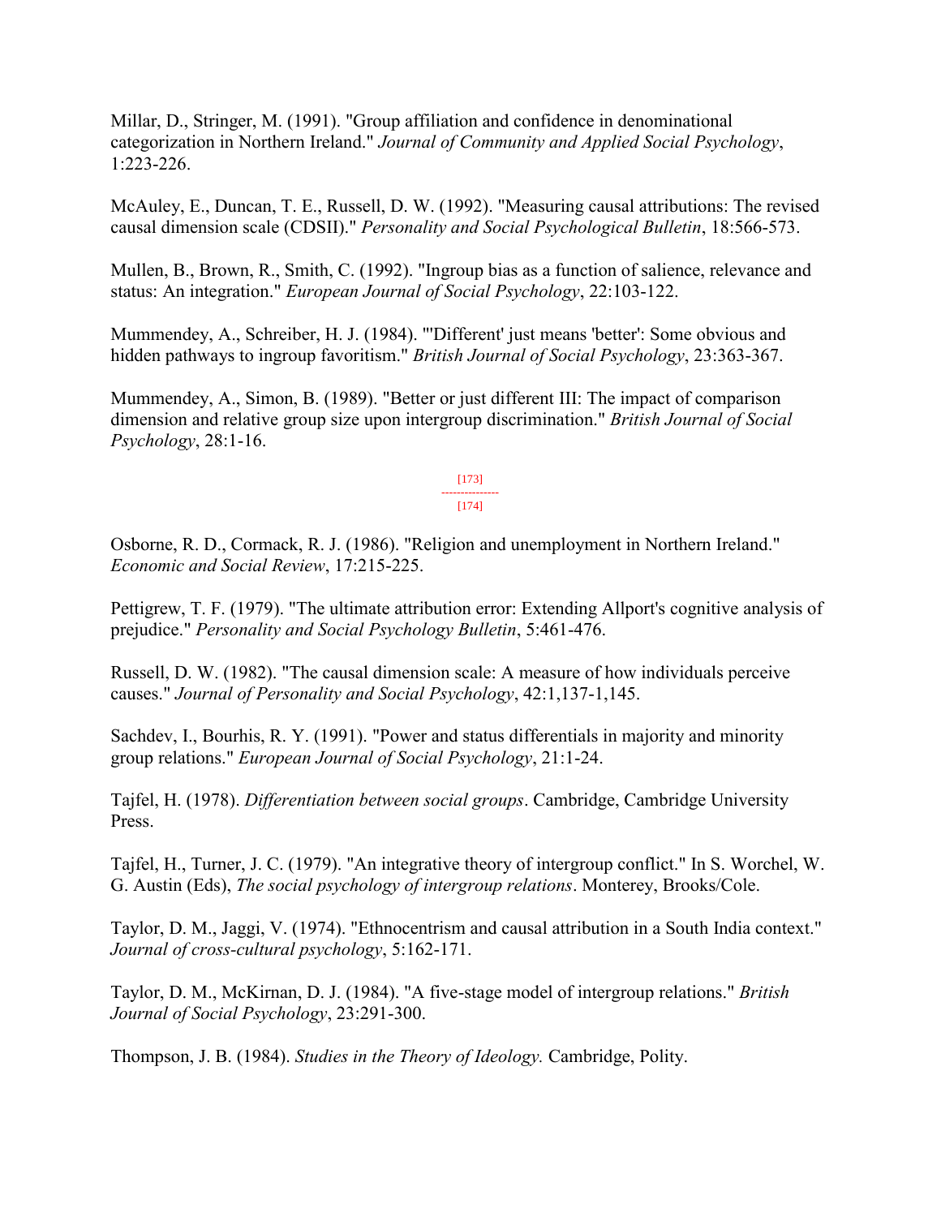Millar, D., Stringer, M. (1991). "Group affiliation and confidence in denominational categorization in Northern Ireland." *Journal of Community and Applied Social Psychology*, 1:223-226.

McAuley, E., Duncan, T. E., Russell, D. W. (1992). "Measuring causal attributions: The revised causal dimension scale (CDSII)." *Personality and Social Psychological Bulletin*, 18:566-573.

Mullen, B., Brown, R., Smith, C. (1992). "Ingroup bias as a function of salience, relevance and status: An integration." *European Journal of Social Psychology*, 22:103-122.

Mummendey, A., Schreiber, H. J. (1984). "'Different' just means 'better': Some obvious and hidden pathways to ingroup favoritism." *British Journal of Social Psychology*, 23:363-367.

Mummendey, A., Simon, B. (1989). "Better or just different III: The impact of comparison dimension and relative group size upon intergroup discrimination." *British Journal of Social Psychology*, 28:1-16.

Osborne, R. D., Cormack, R. J. (1986). "Religion and unemployment in Northern Ireland." *Economic and Social Review*, 17:215-225.

Pettigrew, T. F. (1979). "The ultimate attribution error: Extending Allport's cognitive analysis of prejudice." *Personality and Social Psychology Bulletin*, 5:461-476.

Russell, D. W. (1982). "The causal dimension scale: A measure of how individuals perceive causes." *Journal of Personality and Social Psychology*, 42:1,137-1,145.

Sachdev, I., Bourhis, R. Y. (1991). "Power and status differentials in majority and minority group relations." *European Journal of Social Psychology*, 21:1-24.

Tajfel, H. (1978). *Differentiation between social groups*. Cambridge, Cambridge University Press.

Tajfel, H., Turner, J. C. (1979). "An integrative theory of intergroup conflict." In S. Worchel, W. G. Austin (Eds), *The social psychology of intergroup relations*. Monterey, Brooks/Cole.

Taylor, D. M., Jaggi, V. (1974). "Ethnocentrism and causal attribution in a South India context." *Journal of cross-cultural psychology*, 5:162-171.

Taylor, D. M., McKirnan, D. J. (1984). "A five-stage model of intergroup relations." *British Journal of Social Psychology*, 23:291-300.

Thompson, J. B. (1984). *Studies in the Theory of Ideology.* Cambridge, Polity.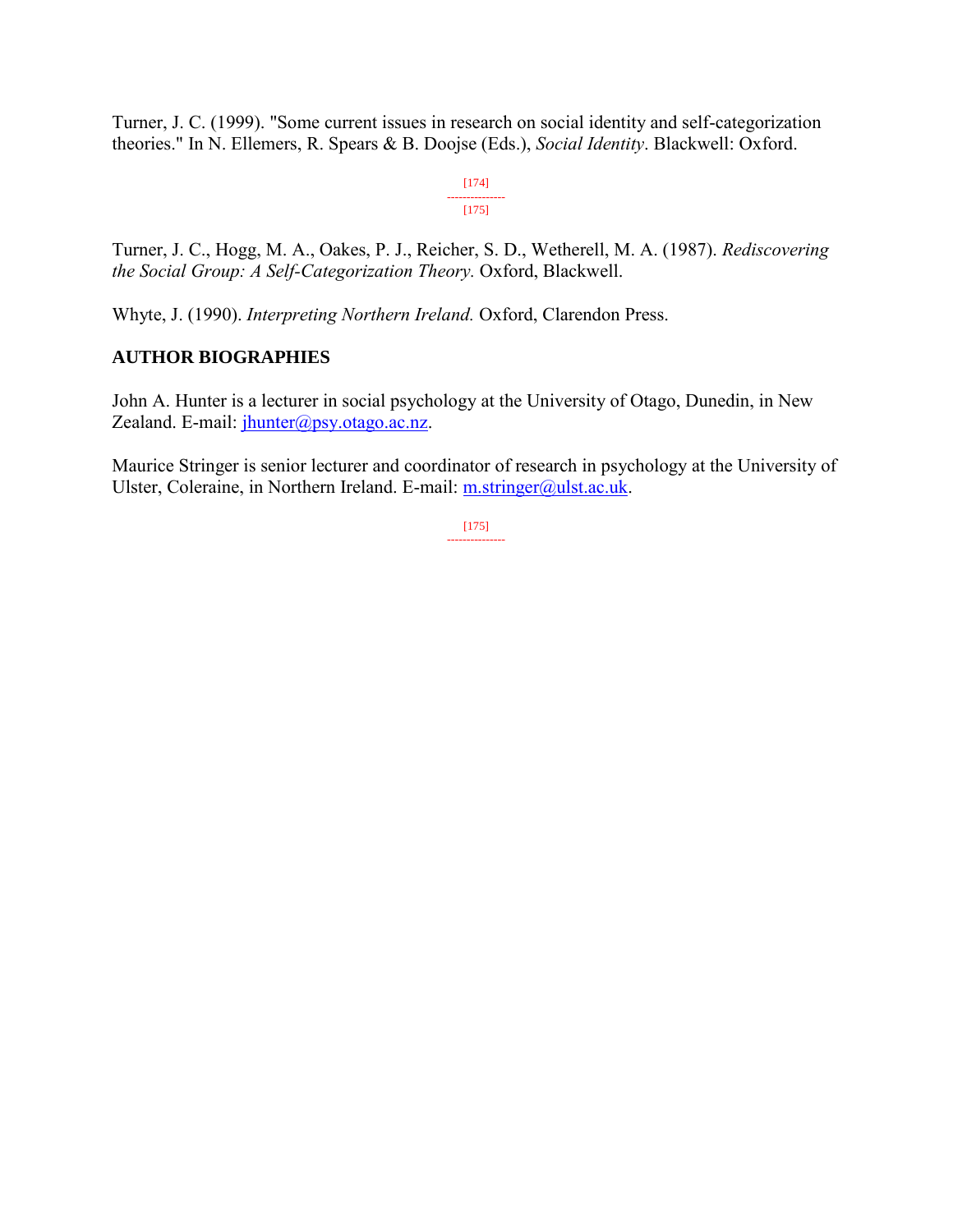Turner, J. C. (1999). "Some current issues in research on social identity and self-categorization theories." In N. Ellemers, R. Spears & B. Doojse (Eds.), *Social Identity*. Blackwell: Oxford.

Turner, J. C., Hogg, M. A., Oakes, P. J., Reicher, S. D., Wetherell, M. A. (1987). *Rediscovering the Social Group: A Self-Categorization Theory.* Oxford, Blackwell.

Whyte, J. (1990). *Interpreting Northern Ireland.* Oxford, Clarendon Press.

## AUTHOR BIOGRAPHIES

John A. Hunter is a lecturer in social psychology at the University of Otago, Dunedin, in New Zealand. E-mail: jhunter@psy.otago.ac.nz.

Maurice Stringer is senior lecturer and coordinator of research in psychology at the University of Ulster, Coleraine, in Northern Ireland. E-mail: m.stringer@ulst.ac.uk.